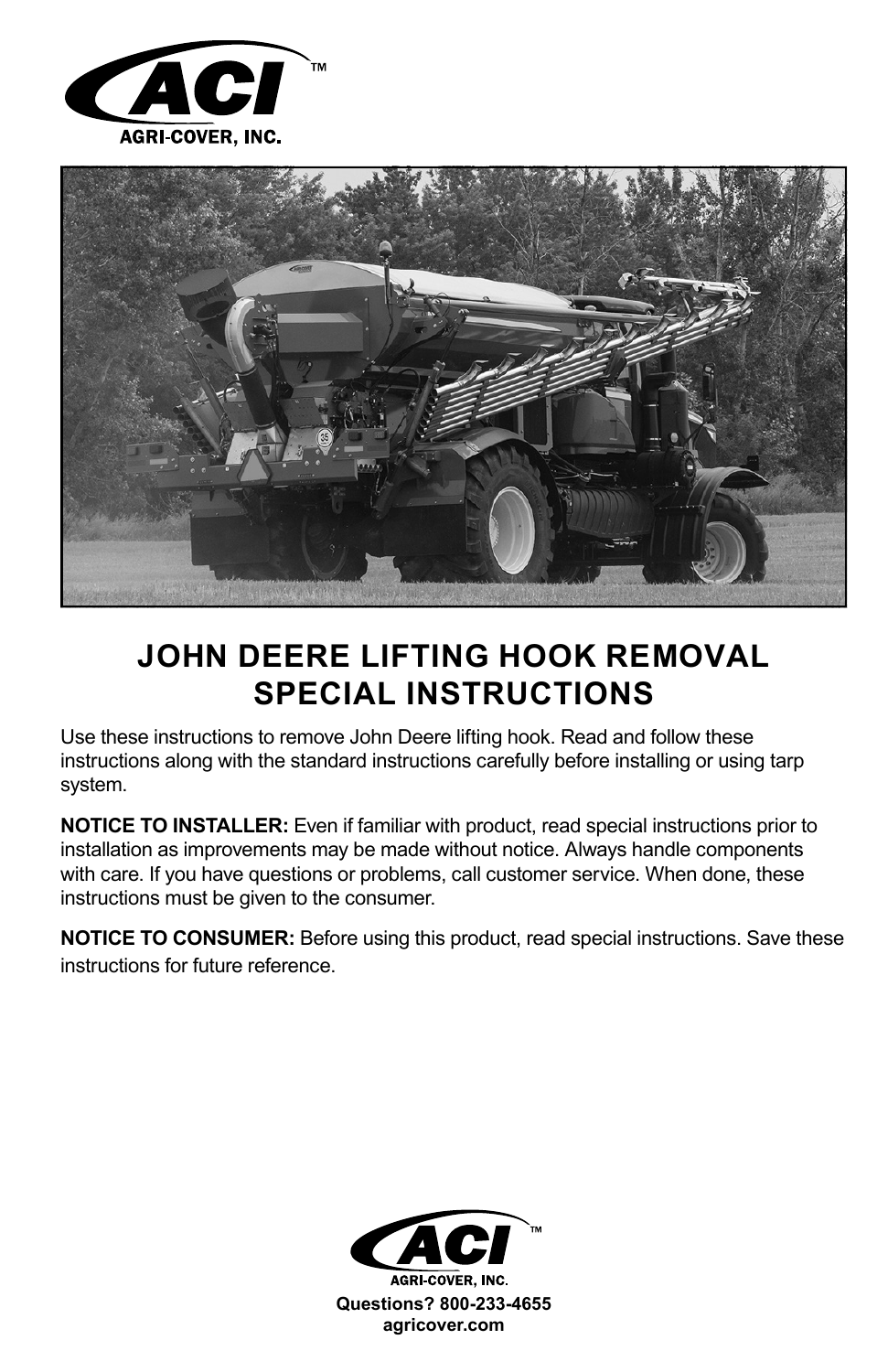ACI™
AGRI-COVER, INC.

# JOHN DEERE LIFTING HOOK REMOVAL SPECIAL INSTRUCTIONS

Use these instructions to remove John Deere lifting hook. Read and follow these instructions along with the standard instructions carefully before installing or using tarp system.

**NOTICE TO INSTALLER:** Even if familiar with product, read special instructions prior to installation as improvements may be made without notice. Always handle components with care. If you have questions or problems, call customer service. When done, these instructions must be given to the consumer.

**NOTICE TO CONSUMER:** Before using this product, read special instructions. Save these instructions for future reference.

ACI™
AGRI-COVER, INC.
**Questions? 800-233-4655**
**agricover.com**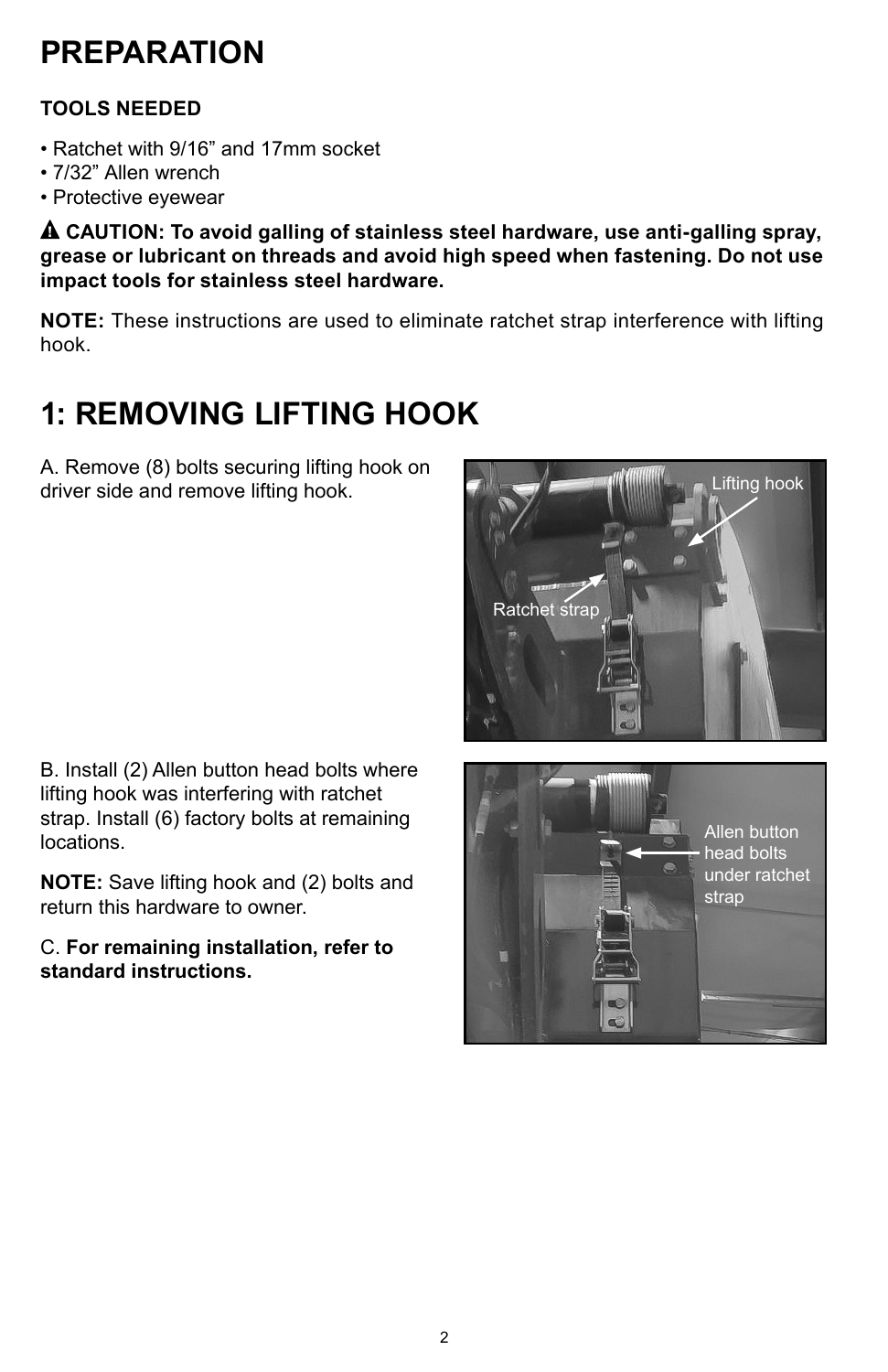# PREPARATION

**TOOLS NEEDED**

- Ratchet with 9/16" and 17mm socket
- 7/32" Allen wrench
- Protective eyewear

⚠ **CAUTION: To avoid galling of stainless steel hardware, use anti-galling spray, grease or lubricant on threads and avoid high speed when fastening. Do not use impact tools for stainless steel hardware.**

**NOTE:** These instructions are used to eliminate ratchet strap interference with lifting hook.

# 1: REMOVING LIFTING HOOK

A. Remove (8) bolts securing lifting hook on driver side and remove lifting hook.

Lifting hook

Ratchet strap

B. Install (2) Allen button head bolts where lifting hook was interfering with ratchet strap. Install (6) factory bolts at remaining locations.

**NOTE:** Save lifting hook and (2) bolts and return this hardware to owner.

C. **For remaining installation, refer to standard instructions.**

Allen button head bolts under ratchet strap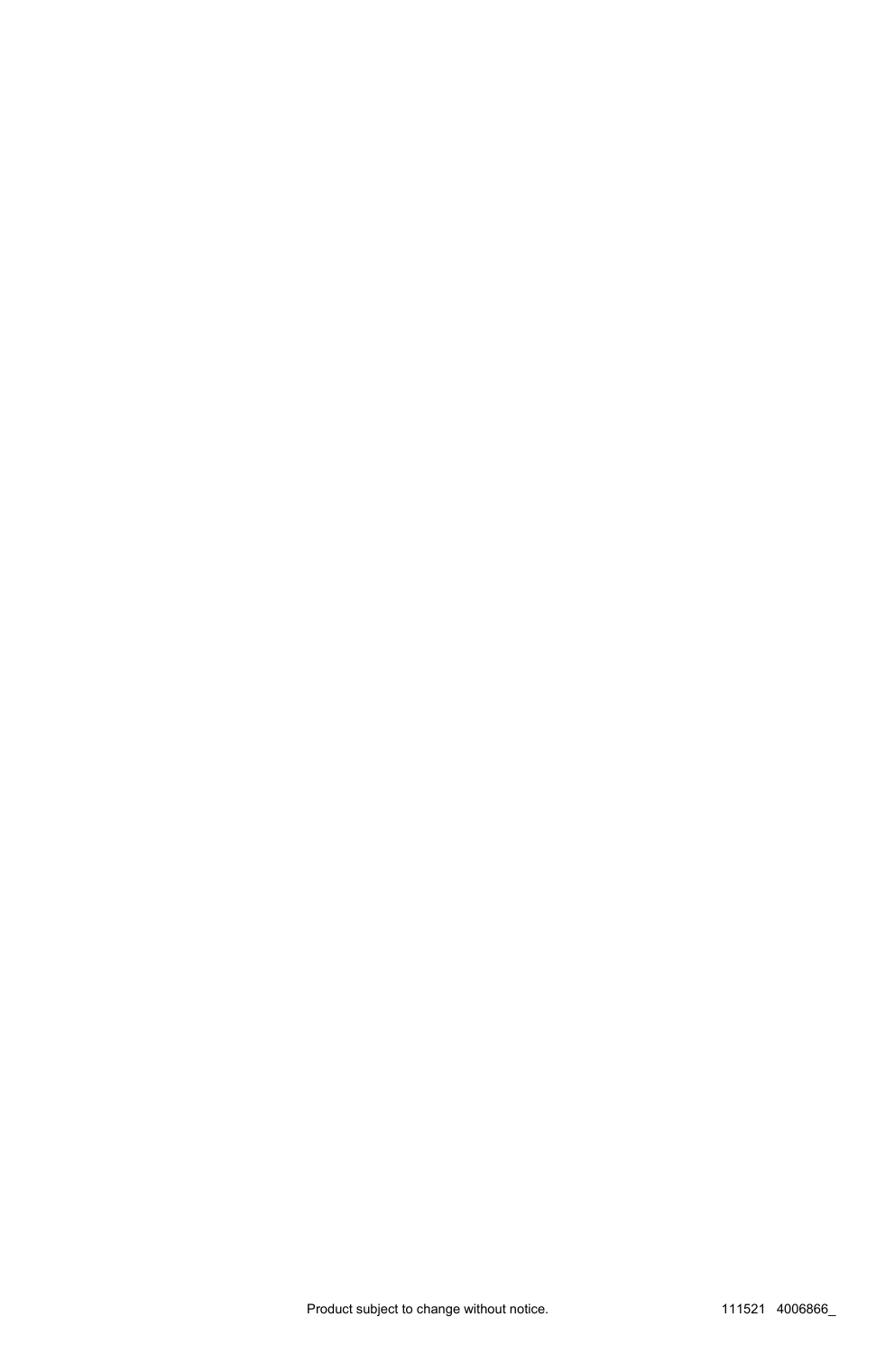Product subject to change without notice.

111521 4006866_